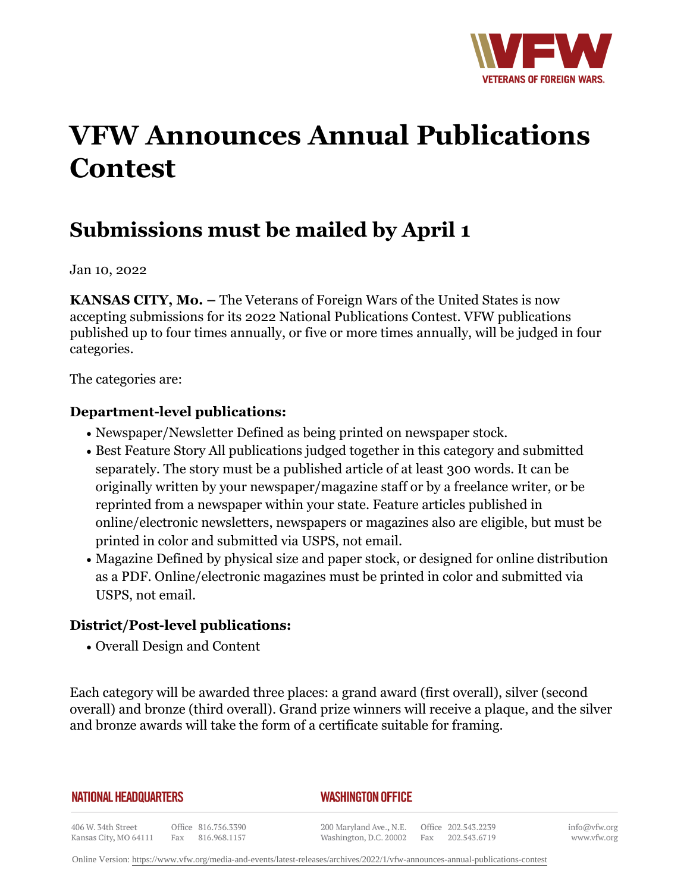# VFW Announces Annual Publications Contest

## Submissions must be mailed by April 1

Jan 10, 2022

**KANSAS CITY, Mo. –** The Veterans of Foreign Wars of the United States is now accepting submissions for its 2022 National Publications Contest. VFW publications published up to four times annually, or five or more times annually, will be judged in four categories.

The categories are:

### Department-level publications:

- Newspaper/Newsletter Defined as being printed on newspaper stock.
- Best Feature Story All publications judged together in this category and submitted separately. The story must be a published article of at least 300 words. It can be originally written by your newspaper/magazine staff or by a freelance writer, or be reprinted from a newspaper within your state. Feature articles published in online/electronic newsletters, newspapers or magazines also are eligible, but must be printed in color and submitted via USPS, not email.
- Magazine Defined by physical size and paper stock, or designed for online distribution as a PDF. Online/electronic magazines must be printed in color and submitted via USPS, not email.

### District/Post-level publications:

- Overall Design and Content

Each category will be awarded three places: a grand award (first overall), silver (second overall) and bronze (third overall). Grand prize winners will receive a plaque, and the silver and bronze awards will take the form of a certificate suitable for framing.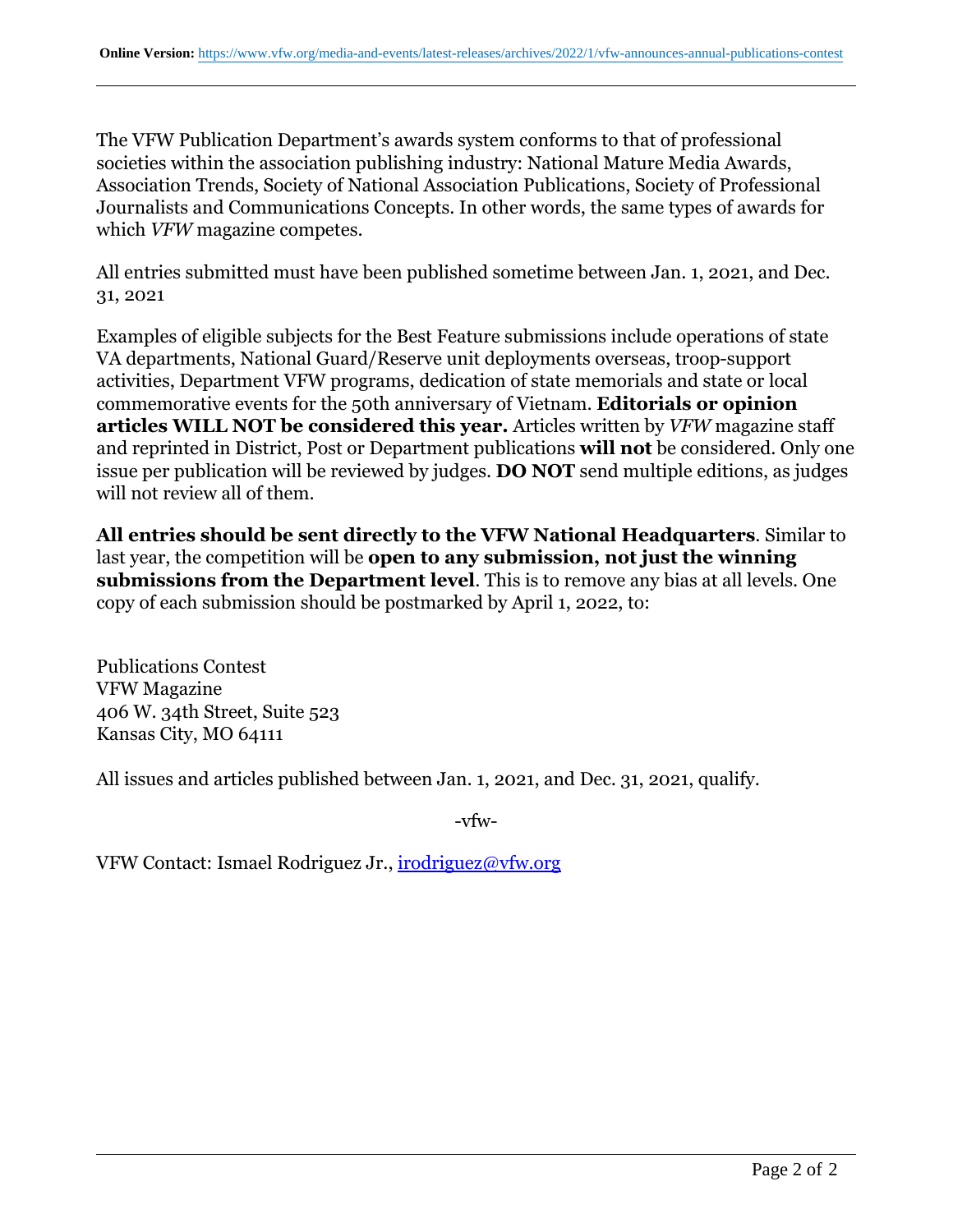The VFW Publication Department's awards system conforms to that of professional societies within the association publishing industry: National Mature Media Awards, Association Trends, Society of National Association Publications, Society of Professional Journalists and Communications Concepts. In other words, the same types of awards for which *VFW* magazine competes.

All entries submitted must have been published sometime between Jan. 1, 2021, and Dec. 31, 2021

Examples of eligible subjects for the Best Feature submissions include operations of state VA departments, National Guard/Reserve unit deployments overseas, troop-support activities, Department VFW programs, dedication of state memorials and state or local commemorative events for the 50th anniversary of Vietnam. **Editorials or opinion articles WILL NOT be considered this year.** Articles written by *VFW* magazine staff and reprinted in District, Post or Department publications **will not** be considered. Only one issue per publication will be reviewed by judges. **DO NOT** send multiple editions, as judges will not review all of them.

**All entries should be sent directly to the VFW National Headquarters**. Similar to last year, the competition will be **open to any submission, not just the winning submissions from the Department level**. This is to remove any bias at all levels. One copy of each submission should be postmarked by April 1, 2022, to:

Publications Contest
VFW Magazine
406 W. 34th Street, Suite 523
Kansas City, MO 64111

All issues and articles published between Jan. 1, 2021, and Dec. 31, 2021, qualify.

-vfw-

VFW Contact: Ismael Rodriguez Jr., irodriguez@vfw.org